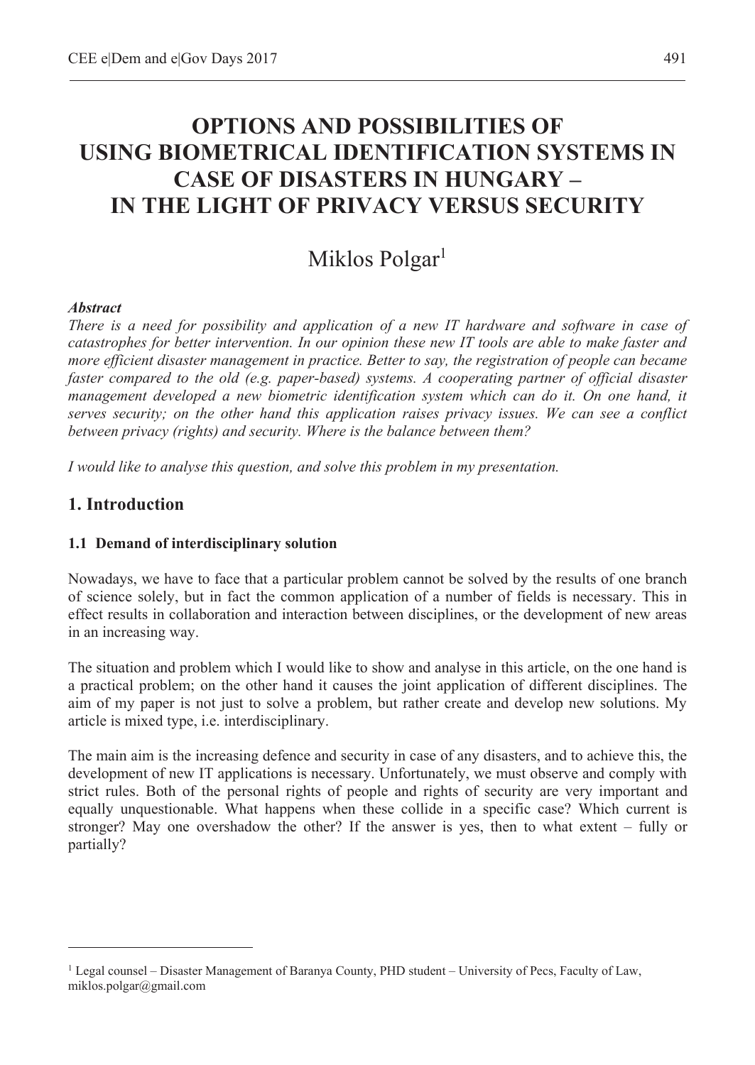# OPTIONS AND POSSIBILITIES OF USING BIOMETRICAL IDENTIFICATION SYSTEMS IN CASE OF DISASTERS IN HUNGARY – IN THE LIGHT OF PRIVACY VERSUS SECURITY

Miklos Polgar[1]

***Abstract***

*There is a need for possibility and application of a new IT hardware and software in case of catastrophes for better intervention. In our opinion these new IT tools are able to make faster and more efficient disaster management in practice. Better to say, the registration of people can became faster compared to the old (e.g. paper-based) systems. A cooperating partner of official disaster management developed a new biometric identification system which can do it. On one hand, it serves security; on the other hand this application raises privacy issues. We can see a conflict between privacy (rights) and security. Where is the balance between them?*

*I would like to analyse this question, and solve this problem in my presentation.*

## 1. Introduction

### 1.1 Demand of interdisciplinary solution

Nowadays, we have to face that a particular problem cannot be solved by the results of one branch of science solely, but in fact the common application of a number of fields is necessary. This in effect results in collaboration and interaction between disciplines, or the development of new areas in an increasing way.

The situation and problem which I would like to show and analyse in this article, on the one hand is a practical problem; on the other hand it causes the joint application of different disciplines. The aim of my paper is not just to solve a problem, but rather create and develop new solutions. My article is mixed type, i.e. interdisciplinary.

The main aim is the increasing defence and security in case of any disasters, and to achieve this, the development of new IT applications is necessary. Unfortunately, we must observe and comply with strict rules. Both of the personal rights of people and rights of security are very important and equally unquestionable. What happens when these collide in a specific case? Which current is stronger? May one overshadow the other? If the answer is yes, then to what extent – fully or partially?

---

[1] Legal counsel – Disaster Management of Baranya County, PHD student – University of Pecs, Faculty of Law, miklos.polgar@gmail.com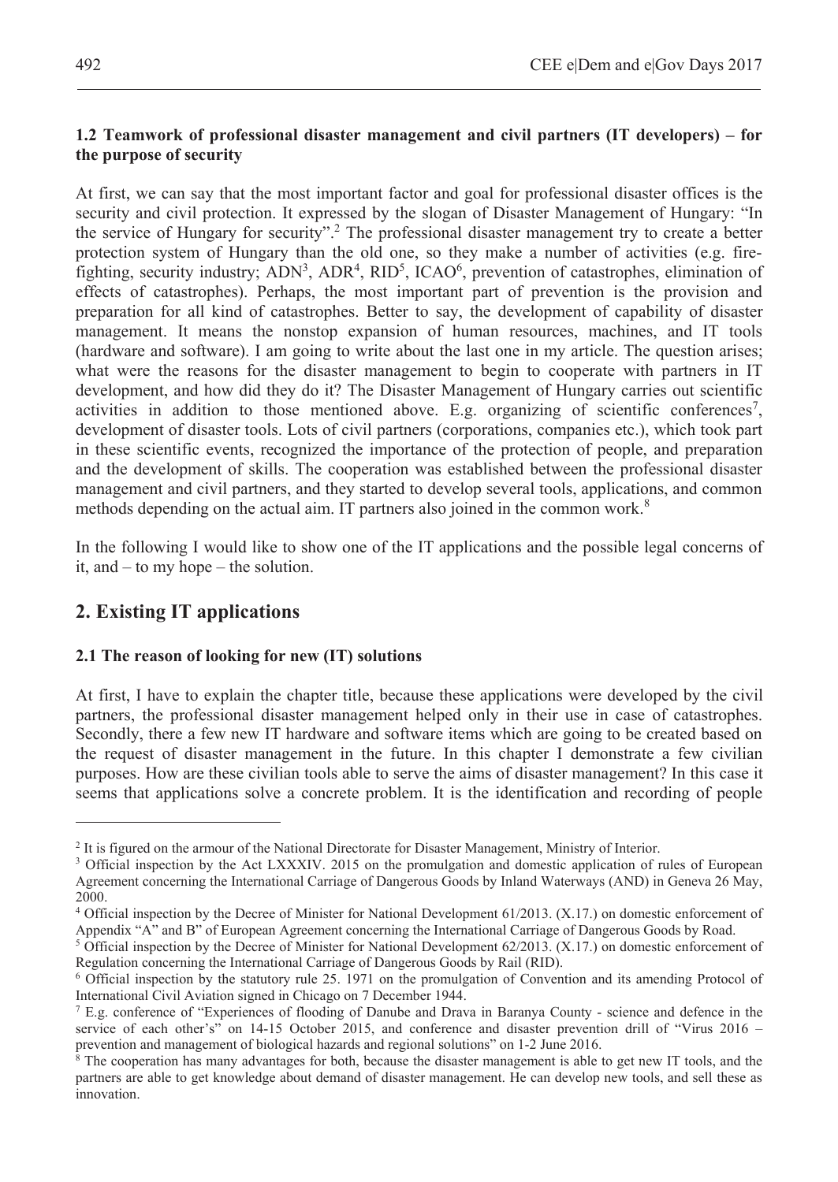### 1.2 Teamwork of professional disaster management and civil partners (IT developers) – for the purpose of security

At first, we can say that the most important factor and goal for professional disaster offices is the security and civil protection. It expressed by the slogan of Disaster Management of Hungary: "In the service of Hungary for security".[2] The professional disaster management try to create a better protection system of Hungary than the old one, so they make a number of activities (e.g. fire-fighting, security industry; ADN[3], ADR[4], RID[5], ICAO[6], prevention of catastrophes, elimination of effects of catastrophes). Perhaps, the most important part of prevention is the provision and preparation for all kind of catastrophes. Better to say, the development of capability of disaster management. It means the nonstop expansion of human resources, machines, and IT tools (hardware and software). I am going to write about the last one in my article. The question arises; what were the reasons for the disaster management to begin to cooperate with partners in IT development, and how did they do it? The Disaster Management of Hungary carries out scientific activities in addition to those mentioned above. E.g. organizing of scientific conferences[7], development of disaster tools. Lots of civil partners (corporations, companies etc.), which took part in these scientific events, recognized the importance of the protection of people, and preparation and the development of skills. The cooperation was established between the professional disaster management and civil partners, and they started to develop several tools, applications, and common methods depending on the actual aim. IT partners also joined in the common work.[8]

In the following I would like to show one of the IT applications and the possible legal concerns of it, and – to my hope – the solution.

## 2. Existing IT applications

### 2.1 The reason of looking for new (IT) solutions

At first, I have to explain the chapter title, because these applications were developed by the civil partners, the professional disaster management helped only in their use in case of catastrophes. Secondly, there a few new IT hardware and software items which are going to be created based on the request of disaster management in the future. In this chapter I demonstrate a few civilian purposes. How are these civilian tools able to serve the aims of disaster management? In this case it seems that applications solve a concrete problem. It is the identification and recording of people

---

[2] It is figured on the armour of the National Directorate for Disaster Management, Ministry of Interior.

[3] Official inspection by the Act LXXXIV. 2015 on the promulgation and domestic application of rules of European Agreement concerning the International Carriage of Dangerous Goods by Inland Waterways (AND) in Geneva 26 May, 2000.

[4] Official inspection by the Decree of Minister for National Development 61/2013. (X.17.) on domestic enforcement of Appendix "A" and B" of European Agreement concerning the International Carriage of Dangerous Goods by Road.

[5] Official inspection by the Decree of Minister for National Development 62/2013. (X.17.) on domestic enforcement of Regulation concerning the International Carriage of Dangerous Goods by Rail (RID).

[6] Official inspection by the statutory rule 25. 1971 on the promulgation of Convention and its amending Protocol of International Civil Aviation signed in Chicago on 7 December 1944.

[7] E.g. conference of "Experiences of flooding of Danube and Drava in Baranya County - science and defence in the service of each other's" on 14-15 October 2015, and conference and disaster prevention drill of "Virus 2016 – prevention and management of biological hazards and regional solutions" on 1-2 June 2016.

[8] The cooperation has many advantages for both, because the disaster management is able to get new IT tools, and the partners are able to get knowledge about demand of disaster management. He can develop new tools, and sell these as innovation.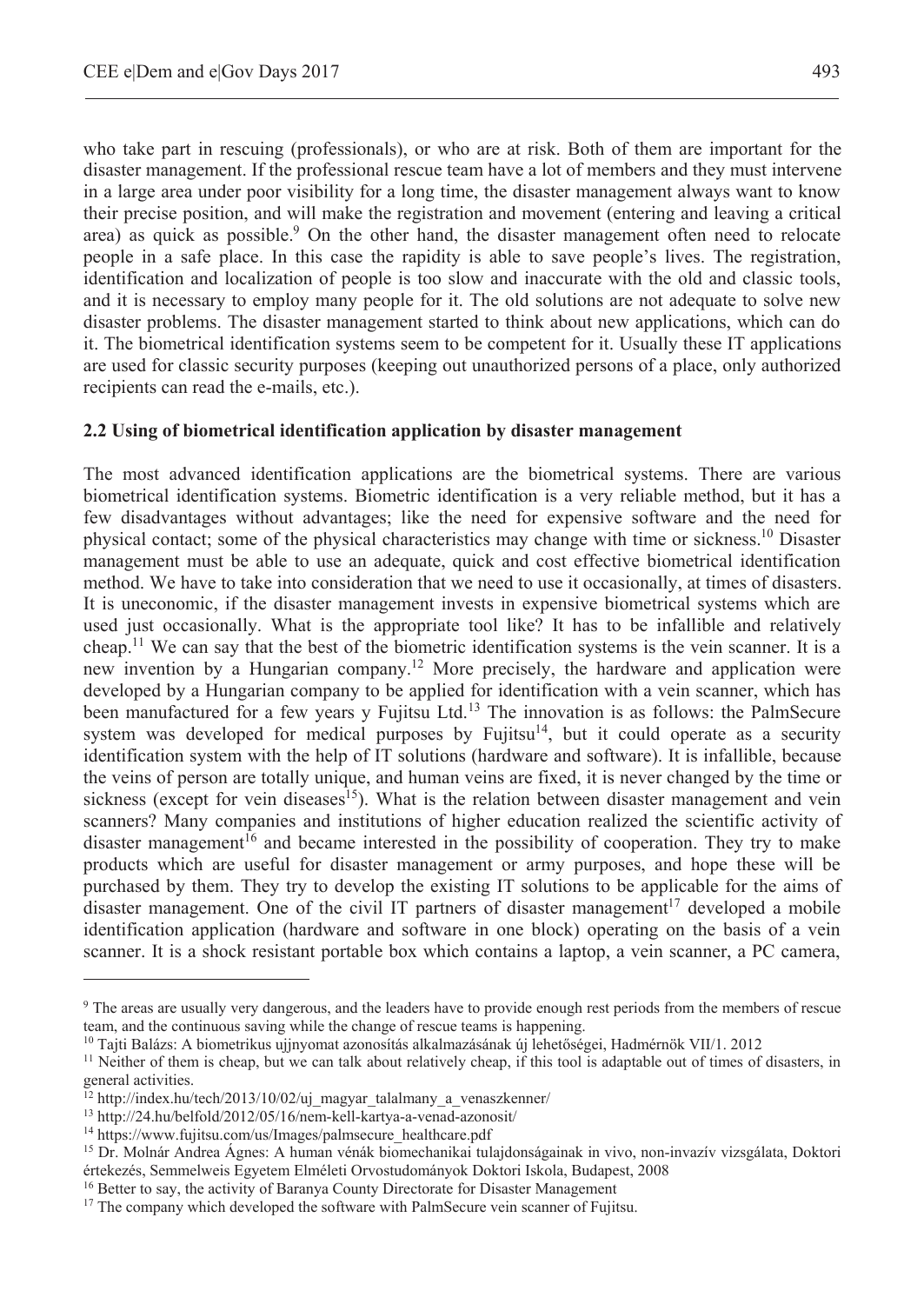who take part in rescuing (professionals), or who are at risk. Both of them are important for the disaster management. If the professional rescue team have a lot of members and they must intervene in a large area under poor visibility for a long time, the disaster management always want to know their precise position, and will make the registration and movement (entering and leaving a critical area) as quick as possible.[9] On the other hand, the disaster management often need to relocate people in a safe place. In this case the rapidity is able to save people's lives. The registration, identification and localization of people is too slow and inaccurate with the old and classic tools, and it is necessary to employ many people for it. The old solutions are not adequate to solve new disaster problems. The disaster management started to think about new applications, which can do it. The biometrical identification systems seem to be competent for it. Usually these IT applications are used for classic security purposes (keeping out unauthorized persons of a place, only authorized recipients can read the e-mails, etc.).

### 2.2 Using of biometrical identification application by disaster management

The most advanced identification applications are the biometrical systems. There are various biometrical identification systems. Biometric identification is a very reliable method, but it has a few disadvantages without advantages; like the need for expensive software and the need for physical contact; some of the physical characteristics may change with time or sickness.[10] Disaster management must be able to use an adequate, quick and cost effective biometrical identification method. We have to take into consideration that we need to use it occasionally, at times of disasters. It is uneconomic, if the disaster management invests in expensive biometrical systems which are used just occasionally. What is the appropriate tool like? It has to be infallible and relatively cheap.[11] We can say that the best of the biometric identification systems is the vein scanner. It is a new invention by a Hungarian company.[12] More precisely, the hardware and application were developed by a Hungarian company to be applied for identification with a vein scanner, which has been manufactured for a few years y Fujitsu Ltd.[13] The innovation is as follows: the PalmSecure system was developed for medical purposes by Fujitsu[14], but it could operate as a security identification system with the help of IT solutions (hardware and software). It is infallible, because the veins of person are totally unique, and human veins are fixed, it is never changed by the time or sickness (except for vein diseases[15]). What is the relation between disaster management and vein scanners? Many companies and institutions of higher education realized the scientific activity of disaster management[16] and became interested in the possibility of cooperation. They try to make products which are useful for disaster management or army purposes, and hope these will be purchased by them. They try to develop the existing IT solutions to be applicable for the aims of disaster management. One of the civil IT partners of disaster management[17] developed a mobile identification application (hardware and software in one block) operating on the basis of a vein scanner. It is a shock resistant portable box which contains a laptop, a vein scanner, a PC camera,

---

[9] The areas are usually very dangerous, and the leaders have to provide enough rest periods from the members of rescue team, and the continuous saving while the change of rescue teams is happening.

[10] Tajti Balázs: A biometrikus ujjnyomat azonosítás alkalmazásának új lehetőségei, Hadmérnök VII/1. 2012

[11] Neither of them is cheap, but we can talk about relatively cheap, if this tool is adaptable out of times of disasters, in general activities.

[12] http://index.hu/tech/2013/10/02/uj_magyar_talalmany_a_venaszkenner/

[13] http://24.hu/belfold/2012/05/16/nem-kell-kartya-a-venad-azonosit/

[14] https://www.fujitsu.com/us/Images/palmsecure_healthcare.pdf

[15] Dr. Molnár Andrea Ágnes: A human vénák biomechanikai tulajdonságainak in vivo, non-invazív vizsgálata, Doktori értekezés, Semmelweis Egyetem Elméleti Orvostudományok Doktori Iskola, Budapest, 2008

[16] Better to say, the activity of Baranya County Directorate for Disaster Management

[17] The company which developed the software with PalmSecure vein scanner of Fujitsu.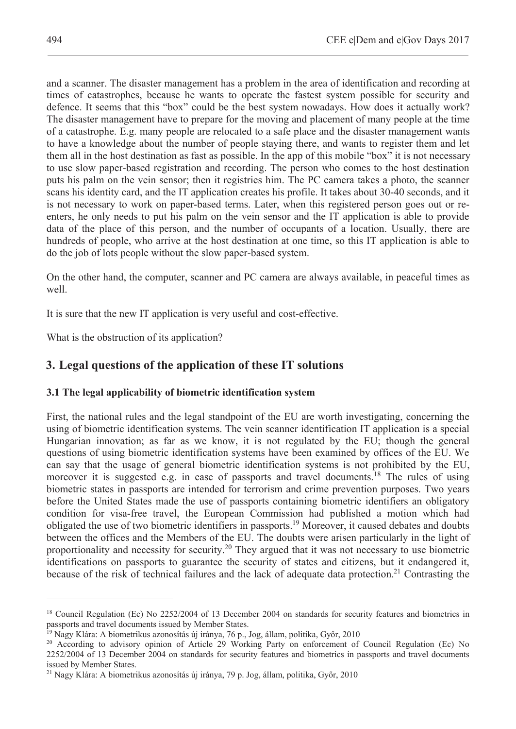and a scanner. The disaster management has a problem in the area of identification and recording at times of catastrophes, because he wants to operate the fastest system possible for security and defence. It seems that this "box" could be the best system nowadays. How does it actually work? The disaster management have to prepare for the moving and placement of many people at the time of a catastrophe. E.g. many people are relocated to a safe place and the disaster management wants to have a knowledge about the number of people staying there, and wants to register them and let them all in the host destination as fast as possible. In the app of this mobile "box" it is not necessary to use slow paper-based registration and recording. The person who comes to the host destination puts his palm on the vein sensor; then it registries him. The PC camera takes a photo, the scanner scans his identity card, and the IT application creates his profile. It takes about 30-40 seconds, and it is not necessary to work on paper-based terms. Later, when this registered person goes out or re-enters, he only needs to put his palm on the vein sensor and the IT application is able to provide data of the place of this person, and the number of occupants of a location. Usually, there are hundreds of people, who arrive at the host destination at one time, so this IT application is able to do the job of lots people without the slow paper-based system.

On the other hand, the computer, scanner and PC camera are always available, in peaceful times as well.

It is sure that the new IT application is very useful and cost-effective.

What is the obstruction of its application?

## 3. Legal questions of the application of these IT solutions

### 3.1 The legal applicability of biometric identification system

First, the national rules and the legal standpoint of the EU are worth investigating, concerning the using of biometric identification systems. The vein scanner identification IT application is a special Hungarian innovation; as far as we know, it is not regulated by the EU; though the general questions of using biometric identification systems have been examined by offices of the EU. We can say that the usage of general biometric identification systems is not prohibited by the EU, moreover it is suggested e.g. in case of passports and travel documents.[18] The rules of using biometric states in passports are intended for terrorism and crime prevention purposes. Two years before the United States made the use of passports containing biometric identifiers an obligatory condition for visa-free travel, the European Commission had published a motion which had obligated the use of two biometric identifiers in passports.[19] Moreover, it caused debates and doubts between the offices and the Members of the EU. The doubts were arisen particularly in the light of proportionality and necessity for security.[20] They argued that it was not necessary to use biometric identifications on passports to guarantee the security of states and citizens, but it endangered it, because of the risk of technical failures and the lack of adequate data protection.[21] Contrasting the

---

[18] Council Regulation (Ec) No 2252/2004 of 13 December 2004 on standards for security features and biometrics in passports and travel documents issued by Member States.

[19] Nagy Klára: A biometrikus azonosítás új iránya, 76 p., Jog, állam, politika, Győr, 2010

[20] According to advisory opinion of Article 29 Working Party on enforcement of Council Regulation (Ec) No 2252/2004 of 13 December 2004 on standards for security features and biometrics in passports and travel documents issued by Member States.

[21] Nagy Klára: A biometrikus azonosítás új iránya, 79 p. Jog, állam, politika, Győr, 2010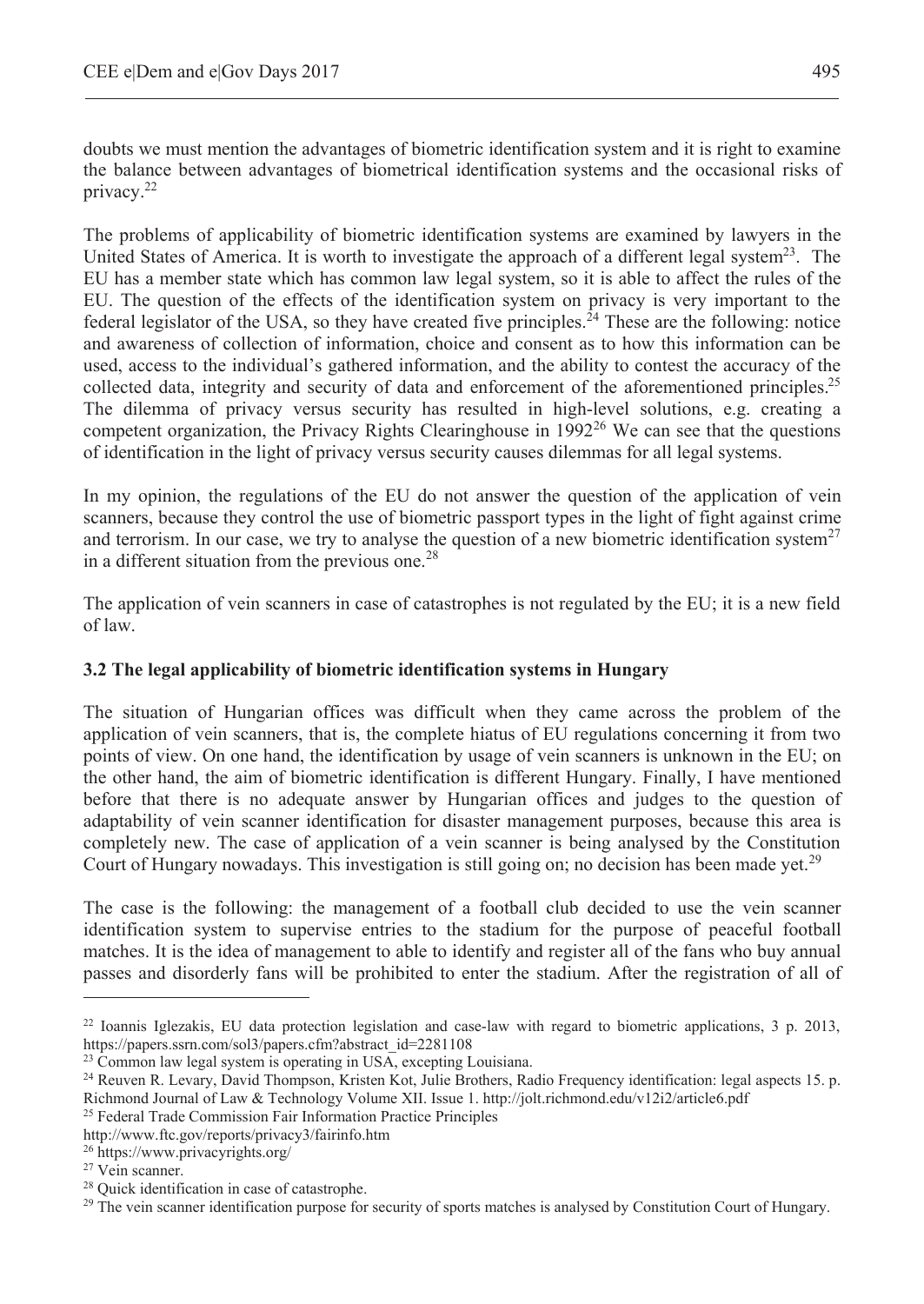doubts we must mention the advantages of biometric identification system and it is right to examine the balance between advantages of biometrical identification systems and the occasional risks of privacy.[22]

The problems of applicability of biometric identification systems are examined by lawyers in the United States of America. It is worth to investigate the approach of a different legal system[23]. The EU has a member state which has common law legal system, so it is able to affect the rules of the EU. The question of the effects of the identification system on privacy is very important to the federal legislator of the USA, so they have created five principles.[24] These are the following: notice and awareness of collection of information, choice and consent as to how this information can be used, access to the individual's gathered information, and the ability to contest the accuracy of the collected data, integrity and security of data and enforcement of the aforementioned principles.[25] The dilemma of privacy versus security has resulted in high-level solutions, e.g. creating a competent organization, the Privacy Rights Clearinghouse in 1992[26] We can see that the questions of identification in the light of privacy versus security causes dilemmas for all legal systems.

In my opinion, the regulations of the EU do not answer the question of the application of vein scanners, because they control the use of biometric passport types in the light of fight against crime and terrorism. In our case, we try to analyse the question of a new biometric identification system[27] in a different situation from the previous one.[28]

The application of vein scanners in case of catastrophes is not regulated by the EU; it is a new field of law.

### 3.2 The legal applicability of biometric identification systems in Hungary

The situation of Hungarian offices was difficult when they came across the problem of the application of vein scanners, that is, the complete hiatus of EU regulations concerning it from two points of view. On one hand, the identification by usage of vein scanners is unknown in the EU; on the other hand, the aim of biometric identification is different Hungary. Finally, I have mentioned before that there is no adequate answer by Hungarian offices and judges to the question of adaptability of vein scanner identification for disaster management purposes, because this area is completely new. The case of application of a vein scanner is being analysed by the Constitution Court of Hungary nowadays. This investigation is still going on; no decision has been made yet.[29]

The case is the following: the management of a football club decided to use the vein scanner identification system to supervise entries to the stadium for the purpose of peaceful football matches. It is the idea of management to able to identify and register all of the fans who buy annual passes and disorderly fans will be prohibited to enter the stadium. After the registration of all of

---

[22] Ioannis Iglezakis, EU data protection legislation and case-law with regard to biometric applications, 3 p. 2013, https://papers.ssrn.com/sol3/papers.cfm?abstract_id=2281108

[23] Common law legal system is operating in USA, excepting Louisiana.

[24] Reuven R. Levary, David Thompson, Kristen Kot, Julie Brothers, Radio Frequency identification: legal aspects 15. p. Richmond Journal of Law & Technology Volume XII. Issue 1. http://jolt.richmond.edu/v12i2/article6.pdf

[25] Federal Trade Commission Fair Information Practice Principles http://www.ftc.gov/reports/privacy3/fairinfo.htm

[26] https://www.privacyrights.org/

[27] Vein scanner.

[28] Quick identification in case of catastrophe.

[29] The vein scanner identification purpose for security of sports matches is analysed by Constitution Court of Hungary.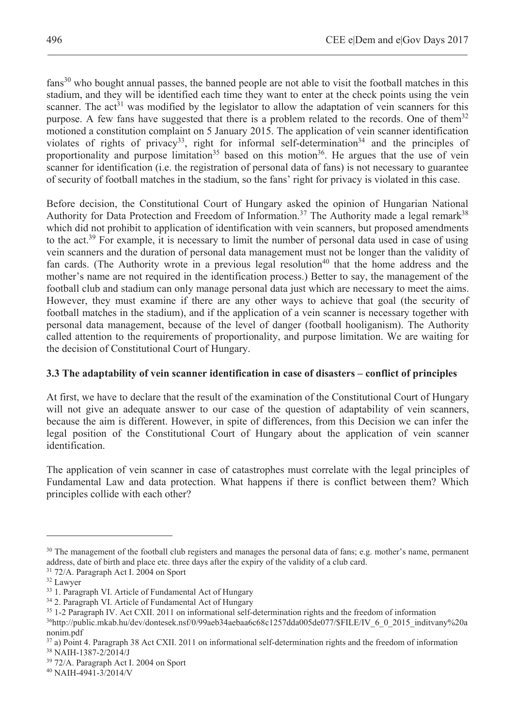fans[30] who bought annual passes, the banned people are not able to visit the football matches in this stadium, and they will be identified each time they want to enter at the check points using the vein scanner. The act[31] was modified by the legislator to allow the adaptation of vein scanners for this purpose. A few fans have suggested that there is a problem related to the records. One of them[32] motioned a constitution complaint on 5 January 2015. The application of vein scanner identification violates of rights of privacy[33], right for informal self-determination[34] and the principles of proportionality and purpose limitation[35] based on this motion[36]. He argues that the use of vein scanner for identification (i.e. the registration of personal data of fans) is not necessary to guarantee of security of football matches in the stadium, so the fans' right for privacy is violated in this case.

Before decision, the Constitutional Court of Hungary asked the opinion of Hungarian National Authority for Data Protection and Freedom of Information.[37] The Authority made a legal remark[38] which did not prohibit to application of identification with vein scanners, but proposed amendments to the act.[39] For example, it is necessary to limit the number of personal data used in case of using vein scanners and the duration of personal data management must not be longer than the validity of fan cards. (The Authority wrote in a previous legal resolution[40] that the home address and the mother's name are not required in the identification process.) Better to say, the management of the football club and stadium can only manage personal data just which are necessary to meet the aims. However, they must examine if there are any other ways to achieve that goal (the security of football matches in the stadium), and if the application of a vein scanner is necessary together with personal data management, because of the level of danger (football hooliganism). The Authority called attention to the requirements of proportionality, and purpose limitation. We are waiting for the decision of Constitutional Court of Hungary.

### 3.3 The adaptability of vein scanner identification in case of disasters – conflict of principles

At first, we have to declare that the result of the examination of the Constitutional Court of Hungary will not give an adequate answer to our case of the question of adaptability of vein scanners, because the aim is different. However, in spite of differences, from this Decision we can infer the legal position of the Constitutional Court of Hungary about the application of vein scanner identification.

The application of vein scanner in case of catastrophes must correlate with the legal principles of Fundamental Law and data protection. What happens if there is conflict between them? Which principles collide with each other?

---

[30] The management of the football club registers and manages the personal data of fans; e.g. mother's name, permanent address, date of birth and place etc. three days after the expiry of the validity of a club card.

[31] 72/A. Paragraph Act I. 2004 on Sport

[32] Lawyer

[33] 1. Paragraph VI. Article of Fundamental Act of Hungary

[34] 2. Paragraph VI. Article of Fundamental Act of Hungary

[35] 1-2 Paragraph IV. Act CXII. 2011 on informational self-determination rights and the freedom of information

[36] http://public.mkab.hu/dev/dontesek.nsf/0/99aeb34aebaa6c68c1257dda005de077/$FILE/IV_6_0_2015_inditvany%20anonim.pdf

[37] a) Point 4. Paragraph 38 Act CXII. 2011 on informational self-determination rights and the freedom of information

[38] NAIH-1387-2/2014/J

[39] 72/A. Paragraph Act I. 2004 on Sport

[40] NAIH-4941-3/2014/V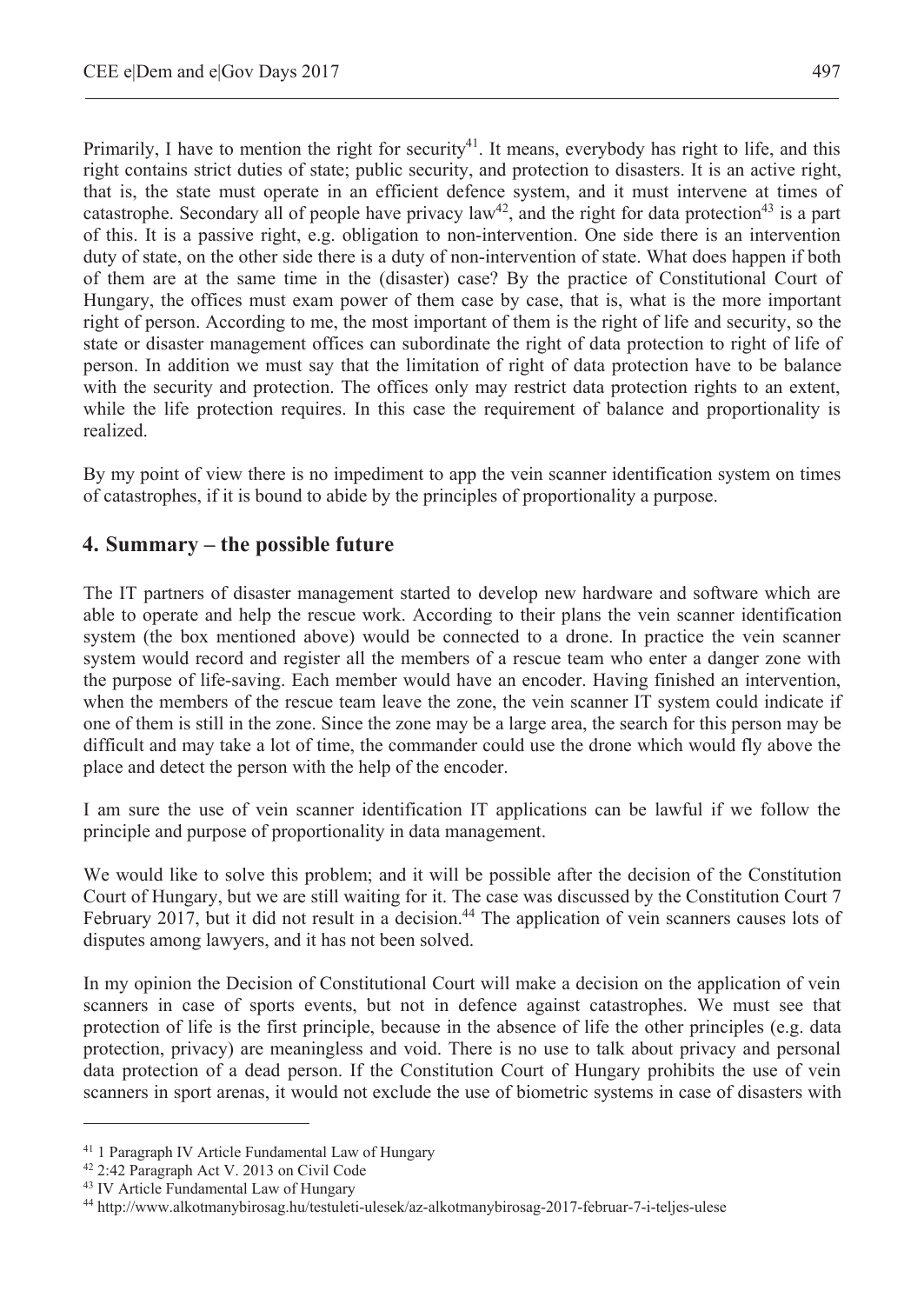Primarily, I have to mention the right for security[41]. It means, everybody has right to life, and this right contains strict duties of state; public security, and protection to disasters. It is an active right, that is, the state must operate in an efficient defence system, and it must intervene at times of catastrophe. Secondary all of people have privacy law[42], and the right for data protection[43] is a part of this. It is a passive right, e.g. obligation to non-intervention. One side there is an intervention duty of state, on the other side there is a duty of non-intervention of state. What does happen if both of them are at the same time in the (disaster) case? By the practice of Constitutional Court of Hungary, the offices must exam power of them case by case, that is, what is the more important right of person. According to me, the most important of them is the right of life and security, so the state or disaster management offices can subordinate the right of data protection to right of life of person. In addition we must say that the limitation of right of data protection have to be balance with the security and protection. The offices only may restrict data protection rights to an extent, while the life protection requires. In this case the requirement of balance and proportionality is realized.

By my point of view there is no impediment to app the vein scanner identification system on times of catastrophes, if it is bound to abide by the principles of proportionality a purpose.

## 4. Summary – the possible future

The IT partners of disaster management started to develop new hardware and software which are able to operate and help the rescue work. According to their plans the vein scanner identification system (the box mentioned above) would be connected to a drone. In practice the vein scanner system would record and register all the members of a rescue team who enter a danger zone with the purpose of life-saving. Each member would have an encoder. Having finished an intervention, when the members of the rescue team leave the zone, the vein scanner IT system could indicate if one of them is still in the zone. Since the zone may be a large area, the search for this person may be difficult and may take a lot of time, the commander could use the drone which would fly above the place and detect the person with the help of the encoder.

I am sure the use of vein scanner identification IT applications can be lawful if we follow the principle and purpose of proportionality in data management.

We would like to solve this problem; and it will be possible after the decision of the Constitution Court of Hungary, but we are still waiting for it. The case was discussed by the Constitution Court 7 February 2017, but it did not result in a decision.[44] The application of vein scanners causes lots of disputes among lawyers, and it has not been solved.

In my opinion the Decision of Constitutional Court will make a decision on the application of vein scanners in case of sports events, but not in defence against catastrophes. We must see that protection of life is the first principle, because in the absence of life the other principles (e.g. data protection, privacy) are meaningless and void. There is no use to talk about privacy and personal data protection of a dead person. If the Constitution Court of Hungary prohibits the use of vein scanners in sport arenas, it would not exclude the use of biometric systems in case of disasters with

---

[41] 1 Paragraph IV Article Fundamental Law of Hungary

[42] 2:42 Paragraph Act V. 2013 on Civil Code

[43] IV Article Fundamental Law of Hungary

[44] http://www.alkotmanybirosag.hu/testuleti-ulesek/az-alkotmanybirosag-2017-februar-7-i-teljes-ulese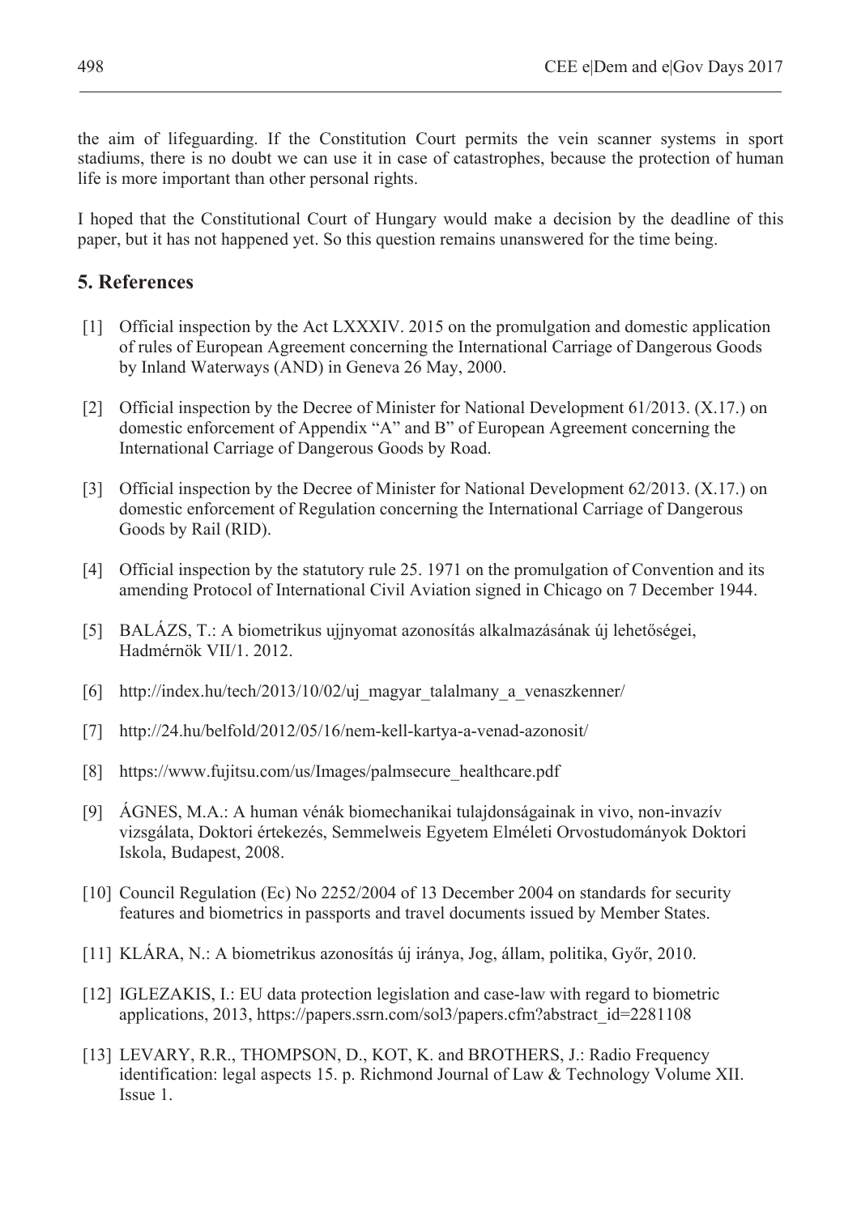the aim of lifeguarding. If the Constitution Court permits the vein scanner systems in sport stadiums, there is no doubt we can use it in case of catastrophes, because the protection of human life is more important than other personal rights.

I hoped that the Constitutional Court of Hungary would make a decision by the deadline of this paper, but it has not happened yet. So this question remains unanswered for the time being.

## 5. References

[1] Official inspection by the Act LXXXIV. 2015 on the promulgation and domestic application of rules of European Agreement concerning the International Carriage of Dangerous Goods by Inland Waterways (AND) in Geneva 26 May, 2000.

[2] Official inspection by the Decree of Minister for National Development 61/2013. (X.17.) on domestic enforcement of Appendix "A" and B" of European Agreement concerning the International Carriage of Dangerous Goods by Road.

[3] Official inspection by the Decree of Minister for National Development 62/2013. (X.17.) on domestic enforcement of Regulation concerning the International Carriage of Dangerous Goods by Rail (RID).

[4] Official inspection by the statutory rule 25. 1971 on the promulgation of Convention and its amending Protocol of International Civil Aviation signed in Chicago on 7 December 1944.

[5] BALÁZS, T.: A biometrikus ujjnyomat azonosítás alkalmazásának új lehetőségei, Hadmérnök VII/1. 2012.

[6] http://index.hu/tech/2013/10/02/uj_magyar_talalmany_a_venaszkenner/

[7] http://24.hu/belfold/2012/05/16/nem-kell-kartya-a-venad-azonosit/

[8] https://www.fujitsu.com/us/Images/palmsecure_healthcare.pdf

[9] ÁGNES, M.A.: A human vénák biomechanikai tulajdonságainak in vivo, non-invazív vizsgálata, Doktori értekezés, Semmelweis Egyetem Elméleti Orvostudományok Doktori Iskola, Budapest, 2008.

[10] Council Regulation (Ec) No 2252/2004 of 13 December 2004 on standards for security features and biometrics in passports and travel documents issued by Member States.

[11] KLÁRA, N.: A biometrikus azonosítás új iránya, Jog, állam, politika, Győr, 2010.

[12] IGLEZAKIS, I.: EU data protection legislation and case-law with regard to biometric applications, 2013, https://papers.ssrn.com/sol3/papers.cfm?abstract_id=2281108

[13] LEVARY, R.R., THOMPSON, D., KOT, K. and BROTHERS, J.: Radio Frequency identification: legal aspects 15. p. Richmond Journal of Law & Technology Volume XII. Issue 1.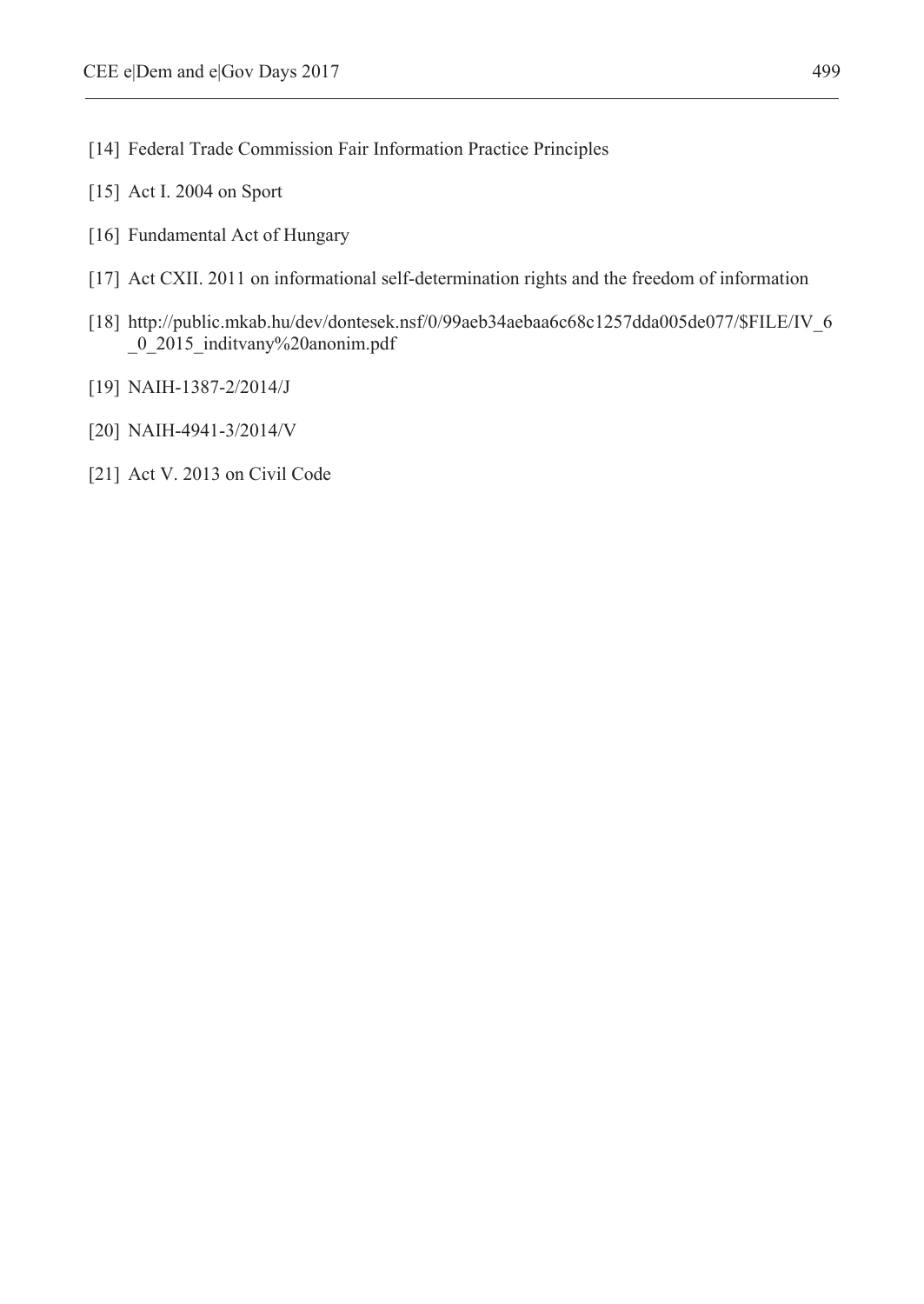[14] Federal Trade Commission Fair Information Practice Principles

[15] Act I. 2004 on Sport

[16] Fundamental Act of Hungary

[17] Act CXII. 2011 on informational self-determination rights and the freedom of information

[18] http://public.mkab.hu/dev/dontesek.nsf/0/99aeb34aebaa6c68c1257dda005de077/$FILE/IV_6_0_2015_inditvany%20anonim.pdf

[19] NAIH-1387-2/2014/J

[20] NAIH-4941-3/2014/V

[21] Act V. 2013 on Civil Code